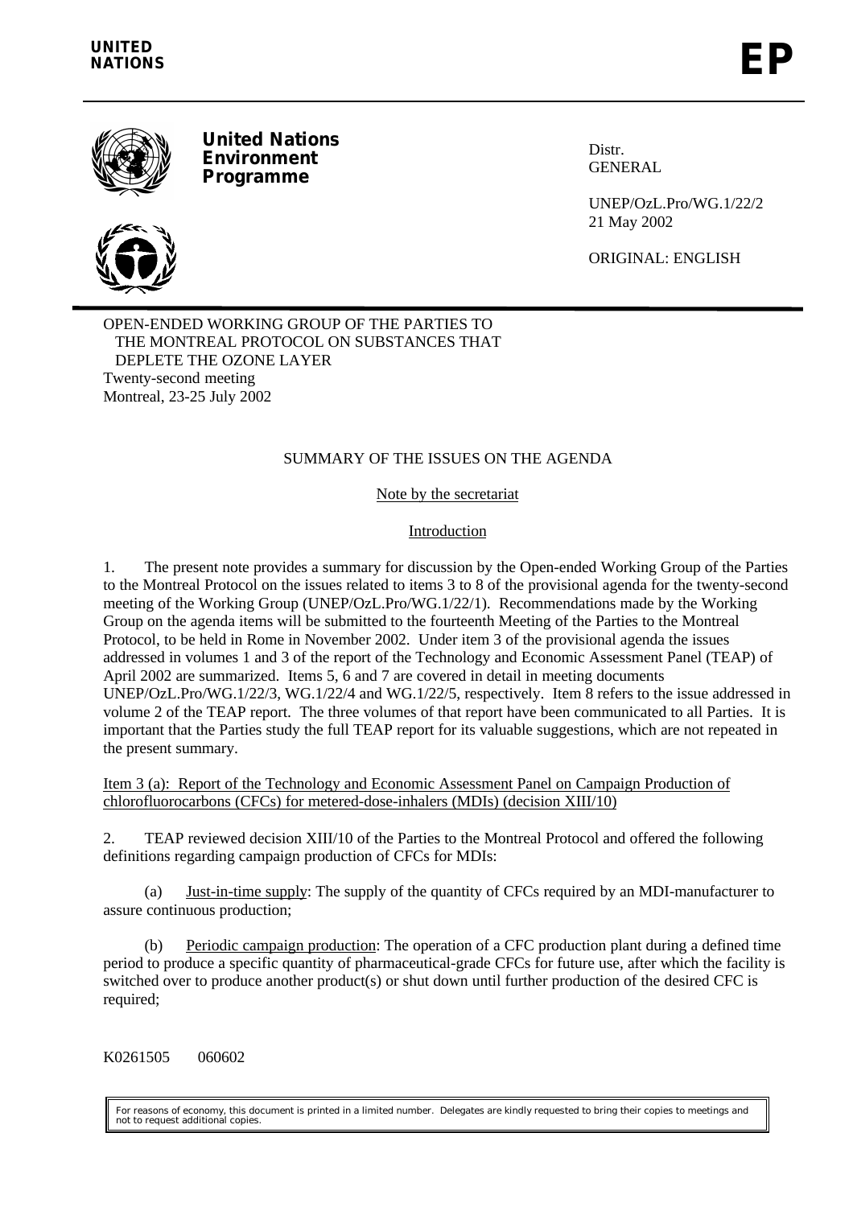UNITED NATIONS

# EP

**United Nations Environment Programme**

Distr.
GENERAL

UNEP/OzL.Pro/WG.1/22/2
21 May 2002

ORIGINAL: ENGLISH

OPEN-ENDED WORKING GROUP OF THE PARTIES TO THE MONTREAL PROTOCOL ON SUBSTANCES THAT DEPLETE THE OZONE LAYER
Twenty-second meeting
Montreal, 23-25 July 2002

## SUMMARY OF THE ISSUES ON THE AGENDA

Note by the secretariat

### Introduction

1. The present note provides a summary for discussion by the Open-ended Working Group of the Parties to the Montreal Protocol on the issues related to items 3 to 8 of the provisional agenda for the twenty-second meeting of the Working Group (UNEP/OzL.Pro/WG.1/22/1). Recommendations made by the Working Group on the agenda items will be submitted to the fourteenth Meeting of the Parties to the Montreal Protocol, to be held in Rome in November 2002. Under item 3 of the provisional agenda the issues addressed in volumes 1 and 3 of the report of the Technology and Economic Assessment Panel (TEAP) of April 2002 are summarized. Items 5, 6 and 7 are covered in detail in meeting documents UNEP/OzL.Pro/WG.1/22/3, WG.1/22/4 and WG.1/22/5, respectively. Item 8 refers to the issue addressed in volume 2 of the TEAP report. The three volumes of that report have been communicated to all Parties. It is important that the Parties study the full TEAP report for its valuable suggestions, which are not repeated in the present summary.

Item 3 (a): Report of the Technology and Economic Assessment Panel on Campaign Production of chlorofluorocarbons (CFCs) for metered-dose-inhalers (MDIs) (decision XIII/10)

2. TEAP reviewed decision XIII/10 of the Parties to the Montreal Protocol and offered the following definitions regarding campaign production of CFCs for MDIs:

(a) Just-in-time supply: The supply of the quantity of CFCs required by an MDI-manufacturer to assure continuous production;

(b) Periodic campaign production: The operation of a CFC production plant during a defined time period to produce a specific quantity of pharmaceutical-grade CFCs for future use, after which the facility is switched over to produce another product(s) or shut down until further production of the desired CFC is required;

K0261505 060602

For reasons of economy, this document is printed in a limited number. Delegates are kindly requested to bring their copies to meetings and not to request additional copies.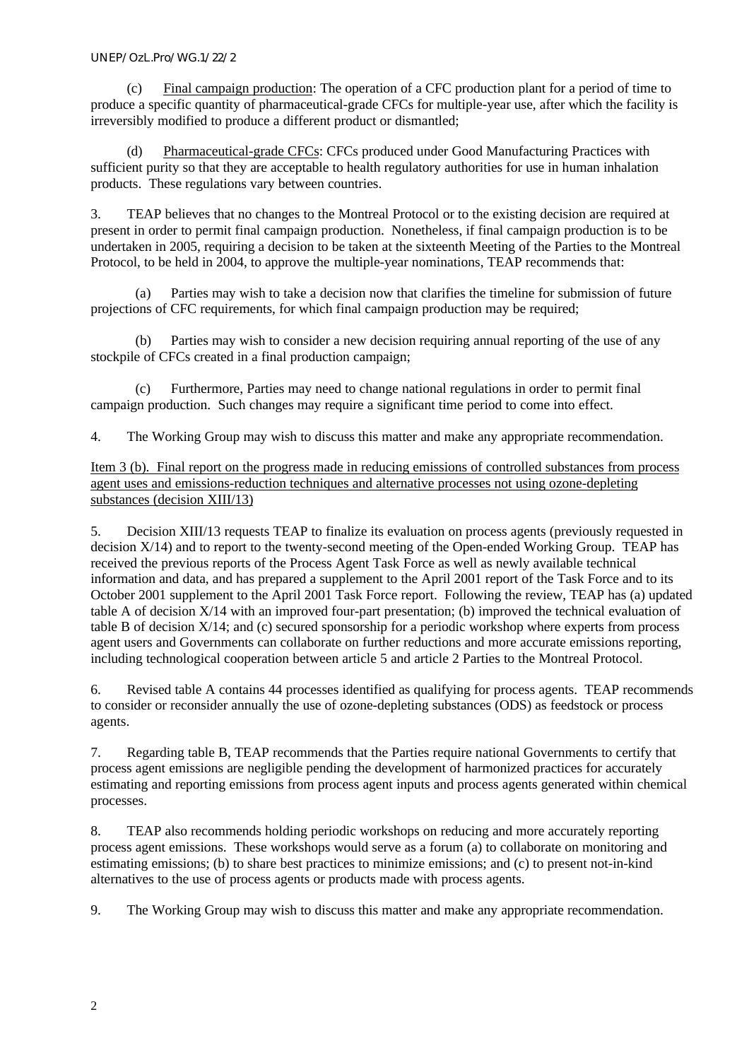(c) Final campaign production: The operation of a CFC production plant for a period of time to produce a specific quantity of pharmaceutical-grade CFCs for multiple-year use, after which the facility is irreversibly modified to produce a different product or dismantled;

(d) Pharmaceutical-grade CFCs: CFCs produced under Good Manufacturing Practices with sufficient purity so that they are acceptable to health regulatory authorities for use in human inhalation products. These regulations vary between countries.

3. TEAP believes that no changes to the Montreal Protocol or to the existing decision are required at present in order to permit final campaign production. Nonetheless, if final campaign production is to be undertaken in 2005, requiring a decision to be taken at the sixteenth Meeting of the Parties to the Montreal Protocol, to be held in 2004, to approve the multiple-year nominations, TEAP recommends that:

(a) Parties may wish to take a decision now that clarifies the timeline for submission of future projections of CFC requirements, for which final campaign production may be required;

(b) Parties may wish to consider a new decision requiring annual reporting of the use of any stockpile of CFCs created in a final production campaign;

(c) Furthermore, Parties may need to change national regulations in order to permit final campaign production. Such changes may require a significant time period to come into effect.

4. The Working Group may wish to discuss this matter and make any appropriate recommendation.

Item 3 (b). Final report on the progress made in reducing emissions of controlled substances from process agent uses and emissions-reduction techniques and alternative processes not using ozone-depleting substances (decision XIII/13)

5. Decision XIII/13 requests TEAP to finalize its evaluation on process agents (previously requested in decision X/14) and to report to the twenty-second meeting of the Open-ended Working Group. TEAP has received the previous reports of the Process Agent Task Force as well as newly available technical information and data, and has prepared a supplement to the April 2001 report of the Task Force and to its October 2001 supplement to the April 2001 Task Force report. Following the review, TEAP has (a) updated table A of decision X/14 with an improved four-part presentation; (b) improved the technical evaluation of table B of decision X/14; and (c) secured sponsorship for a periodic workshop where experts from process agent users and Governments can collaborate on further reductions and more accurate emissions reporting, including technological cooperation between article 5 and article 2 Parties to the Montreal Protocol.

6. Revised table A contains 44 processes identified as qualifying for process agents. TEAP recommends to consider or reconsider annually the use of ozone-depleting substances (ODS) as feedstock or process agents.

7. Regarding table B, TEAP recommends that the Parties require national Governments to certify that process agent emissions are negligible pending the development of harmonized practices for accurately estimating and reporting emissions from process agent inputs and process agents generated within chemical processes.

8. TEAP also recommends holding periodic workshops on reducing and more accurately reporting process agent emissions. These workshops would serve as a forum (a) to collaborate on monitoring and estimating emissions; (b) to share best practices to minimize emissions; and (c) to present not-in-kind alternatives to the use of process agents or products made with process agents.

9. The Working Group may wish to discuss this matter and make any appropriate recommendation.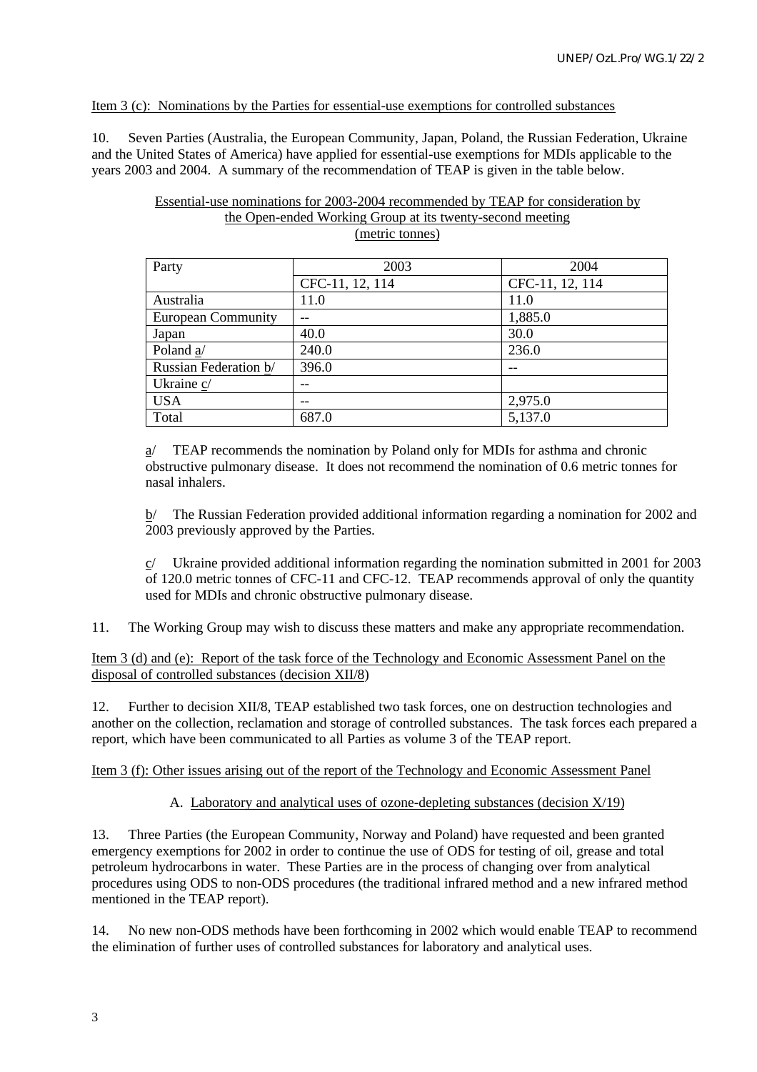Item 3 (c): Nominations by the Parties for essential-use exemptions for controlled substances

10. Seven Parties (Australia, the European Community, Japan, Poland, the Russian Federation, Ukraine and the United States of America) have applied for essential-use exemptions for MDIs applicable to the years 2003 and 2004. A summary of the recommendation of TEAP is given in the table below.

Essential-use nominations for 2003-2004 recommended by TEAP for consideration by the Open-ended Working Group at its twenty-second meeting (metric tonnes)

| Party | 2003 | 2004 |
|---|---|---|
| | CFC-11, 12, 114 | CFC-11, 12, 114 |
| Australia | 11.0 | 11.0 |
| European Community | -- | 1,885.0 |
| Japan | 40.0 | 30.0 |
| Poland a/ | 240.0 | 236.0 |
| Russian Federation b/ | 396.0 | -- |
| Ukraine c/ | -- | |
| USA | -- | 2,975.0 |
| Total | 687.0 | 5,137.0 |

a/ TEAP recommends the nomination by Poland only for MDIs for asthma and chronic obstructive pulmonary disease. It does not recommend the nomination of 0.6 metric tonnes for nasal inhalers.

b/ The Russian Federation provided additional information regarding a nomination for 2002 and 2003 previously approved by the Parties.

c/ Ukraine provided additional information regarding the nomination submitted in 2001 for 2003 of 120.0 metric tonnes of CFC-11 and CFC-12. TEAP recommends approval of only the quantity used for MDIs and chronic obstructive pulmonary disease.

11. The Working Group may wish to discuss these matters and make any appropriate recommendation.

Item 3 (d) and (e): Report of the task force of the Technology and Economic Assessment Panel on the disposal of controlled substances (decision XII/8)

12. Further to decision XII/8, TEAP established two task forces, one on destruction technologies and another on the collection, reclamation and storage of controlled substances. The task forces each prepared a report, which have been communicated to all Parties as volume 3 of the TEAP report.

Item 3 (f): Other issues arising out of the report of the Technology and Economic Assessment Panel

A. Laboratory and analytical uses of ozone-depleting substances (decision X/19)

13. Three Parties (the European Community, Norway and Poland) have requested and been granted emergency exemptions for 2002 in order to continue the use of ODS for testing of oil, grease and total petroleum hydrocarbons in water. These Parties are in the process of changing over from analytical procedures using ODS to non-ODS procedures (the traditional infrared method and a new infrared method mentioned in the TEAP report).

14. No new non-ODS methods have been forthcoming in 2002 which would enable TEAP to recommend the elimination of further uses of controlled substances for laboratory and analytical uses.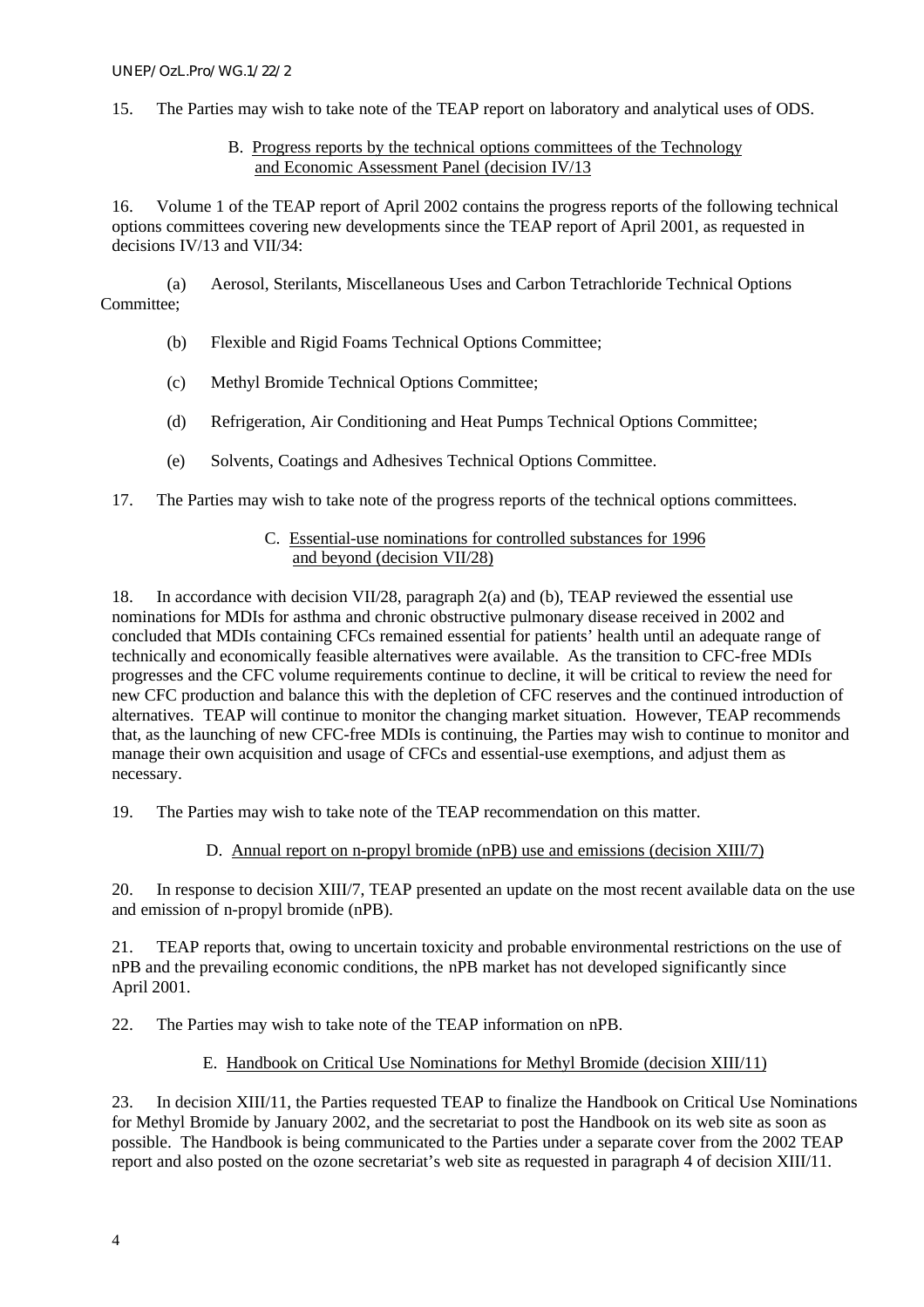15. The Parties may wish to take note of the TEAP report on laboratory and analytical uses of ODS.

### B. Progress reports by the technical options committees of the Technology and Economic Assessment Panel (decision IV/13

16. Volume 1 of the TEAP report of April 2002 contains the progress reports of the following technical options committees covering new developments since the TEAP report of April 2001, as requested in decisions IV/13 and VII/34:

(a) Aerosol, Sterilants, Miscellaneous Uses and Carbon Tetrachloride Technical Options Committee;

(b) Flexible and Rigid Foams Technical Options Committee;

(c) Methyl Bromide Technical Options Committee;

(d) Refrigeration, Air Conditioning and Heat Pumps Technical Options Committee;

(e) Solvents, Coatings and Adhesives Technical Options Committee.

17. The Parties may wish to take note of the progress reports of the technical options committees.

### C. Essential-use nominations for controlled substances for 1996 and beyond (decision VII/28)

18. In accordance with decision VII/28, paragraph 2(a) and (b), TEAP reviewed the essential use nominations for MDIs for asthma and chronic obstructive pulmonary disease received in 2002 and concluded that MDIs containing CFCs remained essential for patients' health until an adequate range of technically and economically feasible alternatives were available. As the transition to CFC-free MDIs progresses and the CFC volume requirements continue to decline, it will be critical to review the need for new CFC production and balance this with the depletion of CFC reserves and the continued introduction of alternatives. TEAP will continue to monitor the changing market situation. However, TEAP recommends that, as the launching of new CFC-free MDIs is continuing, the Parties may wish to continue to monitor and manage their own acquisition and usage of CFCs and essential-use exemptions, and adjust them as necessary.

19. The Parties may wish to take note of the TEAP recommendation on this matter.

### D. Annual report on n-propyl bromide (nPB) use and emissions (decision XIII/7)

20. In response to decision XIII/7, TEAP presented an update on the most recent available data on the use and emission of n-propyl bromide (nPB).

21. TEAP reports that, owing to uncertain toxicity and probable environmental restrictions on the use of nPB and the prevailing economic conditions, the nPB market has not developed significantly since April 2001.

22. The Parties may wish to take note of the TEAP information on nPB.

### E. Handbook on Critical Use Nominations for Methyl Bromide (decision XIII/11)

23. In decision XIII/11, the Parties requested TEAP to finalize the Handbook on Critical Use Nominations for Methyl Bromide by January 2002, and the secretariat to post the Handbook on its web site as soon as possible. The Handbook is being communicated to the Parties under a separate cover from the 2002 TEAP report and also posted on the ozone secretariat's web site as requested in paragraph 4 of decision XIII/11.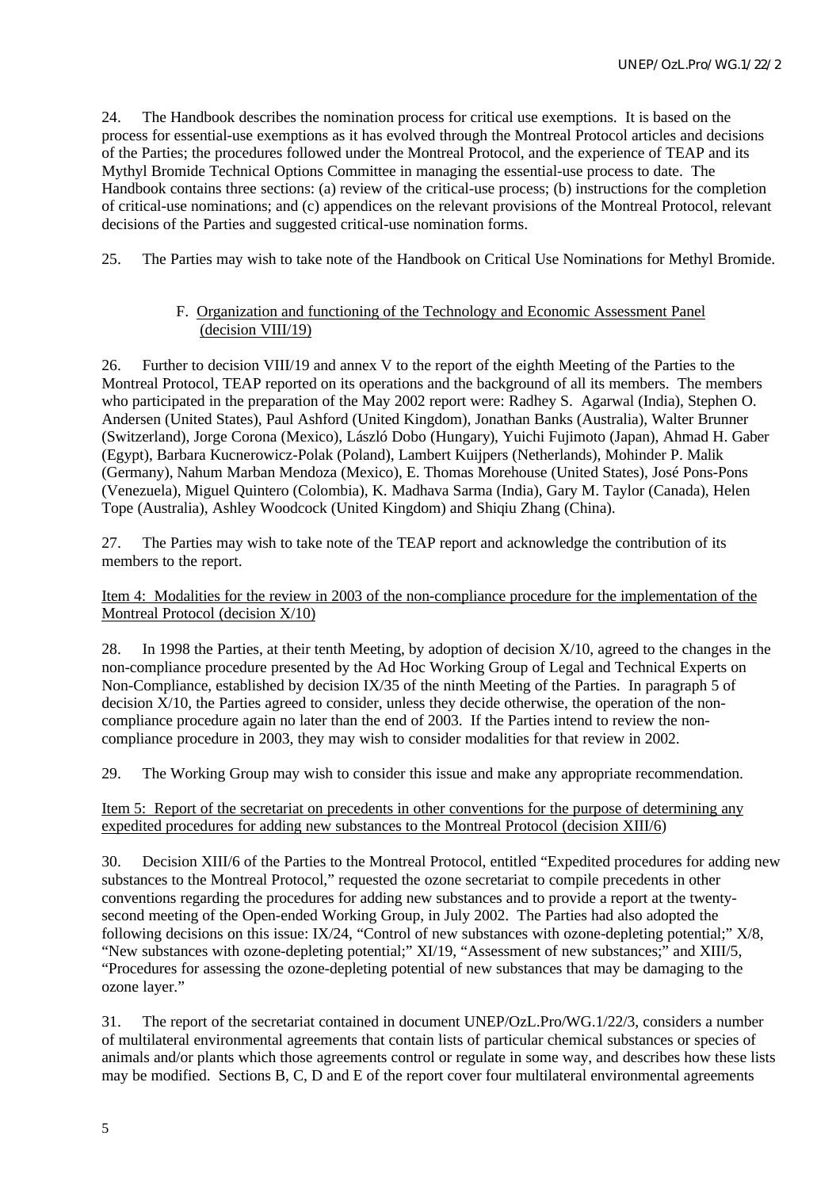24. The Handbook describes the nomination process for critical use exemptions. It is based on the process for essential-use exemptions as it has evolved through the Montreal Protocol articles and decisions of the Parties; the procedures followed under the Montreal Protocol, and the experience of TEAP and its Mythyl Bromide Technical Options Committee in managing the essential-use process to date. The Handbook contains three sections: (a) review of the critical-use process; (b) instructions for the completion of critical-use nominations; and (c) appendices on the relevant provisions of the Montreal Protocol, relevant decisions of the Parties and suggested critical-use nomination forms.

25. The Parties may wish to take note of the Handbook on Critical Use Nominations for Methyl Bromide.

### F. Organization and functioning of the Technology and Economic Assessment Panel (decision VIII/19)

26. Further to decision VIII/19 and annex V to the report of the eighth Meeting of the Parties to the Montreal Protocol, TEAP reported on its operations and the background of all its members. The members who participated in the preparation of the May 2002 report were: Radhey S. Agarwal (India), Stephen O. Andersen (United States), Paul Ashford (United Kingdom), Jonathan Banks (Australia), Walter Brunner (Switzerland), Jorge Corona (Mexico), László Dobo (Hungary), Yuichi Fujimoto (Japan), Ahmad H. Gaber (Egypt), Barbara Kucnerowicz-Polak (Poland), Lambert Kuijpers (Netherlands), Mohinder P. Malik (Germany), Nahum Marban Mendoza (Mexico), E. Thomas Morehouse (United States), José Pons-Pons (Venezuela), Miguel Quintero (Colombia), K. Madhava Sarma (India), Gary M. Taylor (Canada), Helen Tope (Australia), Ashley Woodcock (United Kingdom) and Shiqiu Zhang (China).

27. The Parties may wish to take note of the TEAP report and acknowledge the contribution of its members to the report.

### Item 4: Modalities for the review in 2003 of the non-compliance procedure for the implementation of the Montreal Protocol (decision X/10)

28. In 1998 the Parties, at their tenth Meeting, by adoption of decision X/10, agreed to the changes in the non-compliance procedure presented by the Ad Hoc Working Group of Legal and Technical Experts on Non-Compliance, established by decision IX/35 of the ninth Meeting of the Parties. In paragraph 5 of decision X/10, the Parties agreed to consider, unless they decide otherwise, the operation of the non-compliance procedure again no later than the end of 2003. If the Parties intend to review the non-compliance procedure in 2003, they may wish to consider modalities for that review in 2002.

29. The Working Group may wish to consider this issue and make any appropriate recommendation.

### Item 5: Report of the secretariat on precedents in other conventions for the purpose of determining any expedited procedures for adding new substances to the Montreal Protocol (decision XIII/6)

30. Decision XIII/6 of the Parties to the Montreal Protocol, entitled "Expedited procedures for adding new substances to the Montreal Protocol," requested the ozone secretariat to compile precedents in other conventions regarding the procedures for adding new substances and to provide a report at the twenty-second meeting of the Open-ended Working Group, in July 2002. The Parties had also adopted the following decisions on this issue: IX/24, "Control of new substances with ozone-depleting potential;" X/8, "New substances with ozone-depleting potential;" XI/19, "Assessment of new substances;" and XIII/5, "Procedures for assessing the ozone-depleting potential of new substances that may be damaging to the ozone layer."

31. The report of the secretariat contained in document UNEP/OzL.Pro/WG.1/22/3, considers a number of multilateral environmental agreements that contain lists of particular chemical substances or species of animals and/or plants which those agreements control or regulate in some way, and describes how these lists may be modified. Sections B, C, D and E of the report cover four multilateral environmental agreements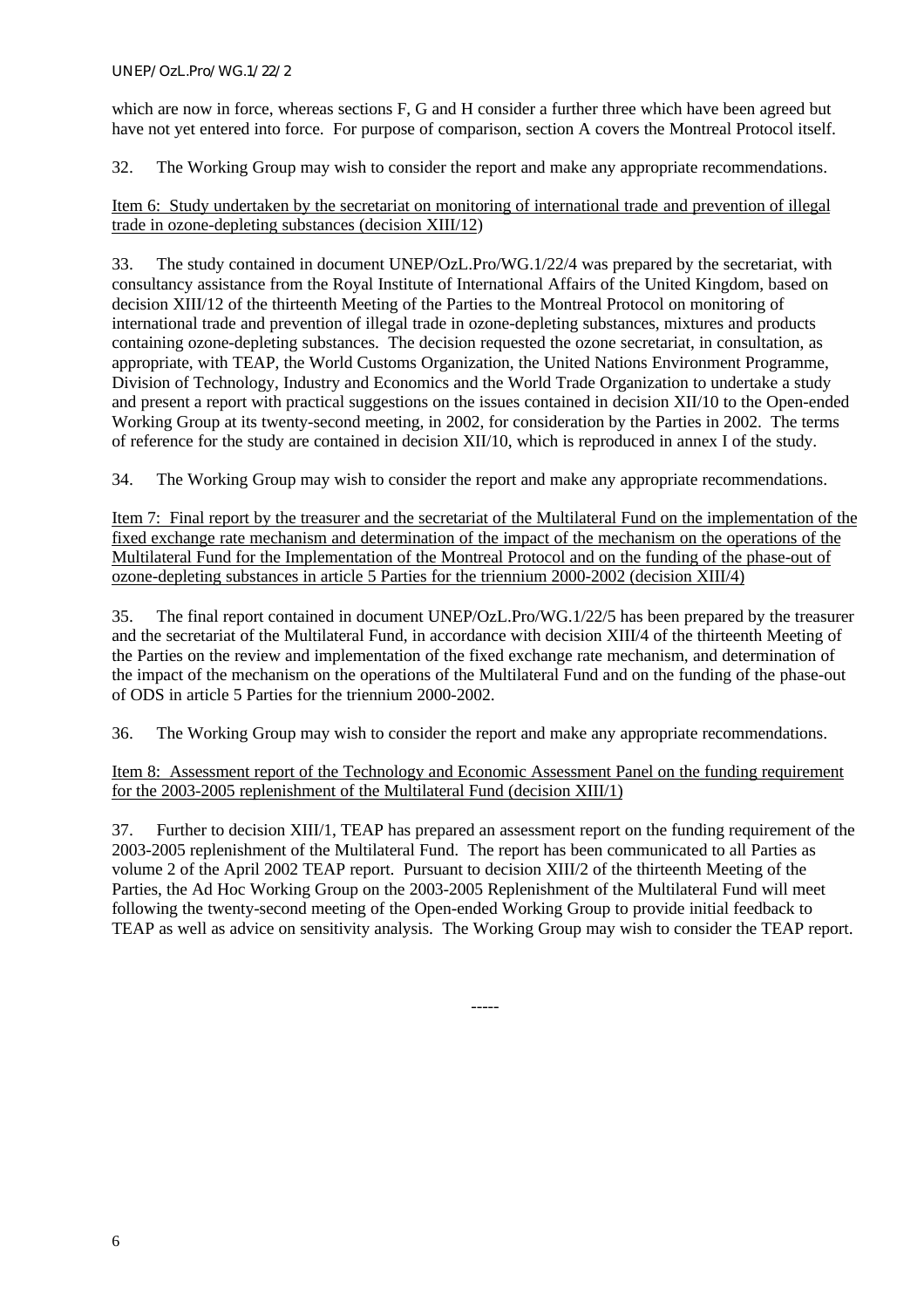which are now in force, whereas sections F, G and H consider a further three which have been agreed but have not yet entered into force. For purpose of comparison, section A covers the Montreal Protocol itself.

32. The Working Group may wish to consider the report and make any appropriate recommendations.

Item 6: Study undertaken by the secretariat on monitoring of international trade and prevention of illegal trade in ozone-depleting substances (decision XIII/12)

33. The study contained in document UNEP/OzL.Pro/WG.1/22/4 was prepared by the secretariat, with consultancy assistance from the Royal Institute of International Affairs of the United Kingdom, based on decision XIII/12 of the thirteenth Meeting of the Parties to the Montreal Protocol on monitoring of international trade and prevention of illegal trade in ozone-depleting substances, mixtures and products containing ozone-depleting substances. The decision requested the ozone secretariat, in consultation, as appropriate, with TEAP, the World Customs Organization, the United Nations Environment Programme, Division of Technology, Industry and Economics and the World Trade Organization to undertake a study and present a report with practical suggestions on the issues contained in decision XII/10 to the Open-ended Working Group at its twenty-second meeting, in 2002, for consideration by the Parties in 2002. The terms of reference for the study are contained in decision XII/10, which is reproduced in annex I of the study.

34. The Working Group may wish to consider the report and make any appropriate recommendations.

Item 7: Final report by the treasurer and the secretariat of the Multilateral Fund on the implementation of the fixed exchange rate mechanism and determination of the impact of the mechanism on the operations of the Multilateral Fund for the Implementation of the Montreal Protocol and on the funding of the phase-out of ozone-depleting substances in article 5 Parties for the triennium 2000-2002 (decision XIII/4)

35. The final report contained in document UNEP/OzL.Pro/WG.1/22/5 has been prepared by the treasurer and the secretariat of the Multilateral Fund, in accordance with decision XIII/4 of the thirteenth Meeting of the Parties on the review and implementation of the fixed exchange rate mechanism, and determination of the impact of the mechanism on the operations of the Multilateral Fund and on the funding of the phase-out of ODS in article 5 Parties for the triennium 2000-2002.

36. The Working Group may wish to consider the report and make any appropriate recommendations.

Item 8: Assessment report of the Technology and Economic Assessment Panel on the funding requirement for the 2003-2005 replenishment of the Multilateral Fund (decision XIII/1)

37. Further to decision XIII/1, TEAP has prepared an assessment report on the funding requirement of the 2003-2005 replenishment of the Multilateral Fund. The report has been communicated to all Parties as volume 2 of the April 2002 TEAP report. Pursuant to decision XIII/2 of the thirteenth Meeting of the Parties, the Ad Hoc Working Group on the 2003-2005 Replenishment of the Multilateral Fund will meet following the twenty-second meeting of the Open-ended Working Group to provide initial feedback to TEAP as well as advice on sensitivity analysis. The Working Group may wish to consider the TEAP report.

-----